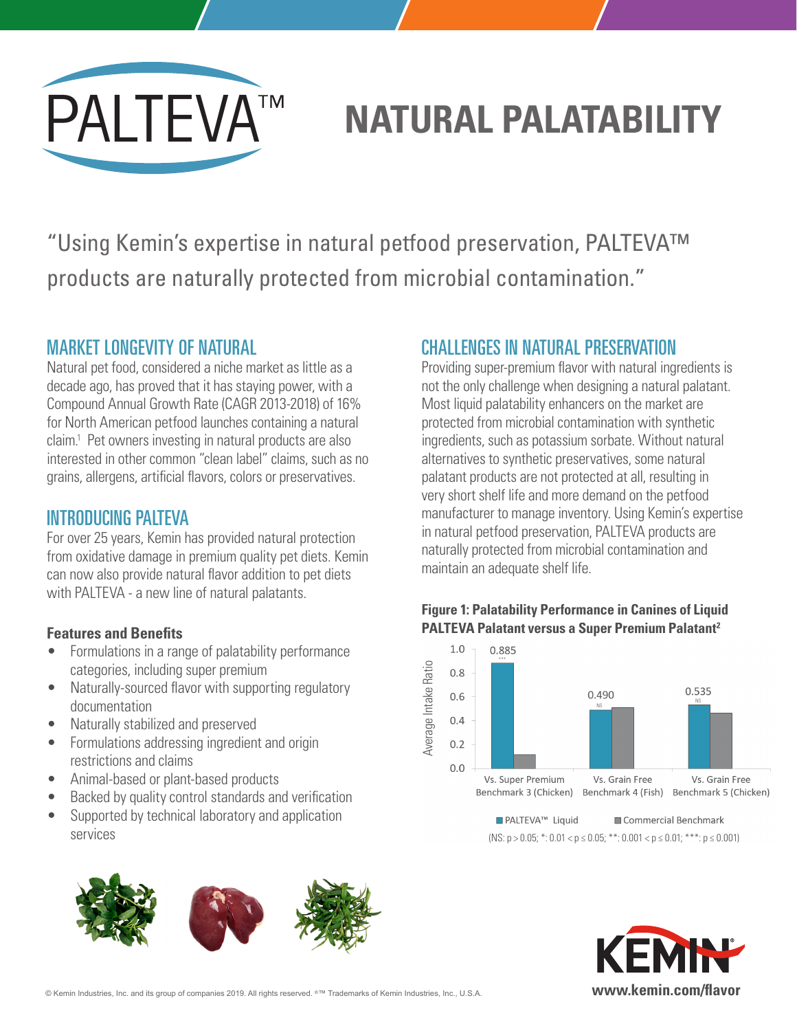# PALTEVA™

# NATURAL PALATABILITY

"Using Kemin's expertise in natural petfood preservation, PALTEVA™ products are naturally protected from microbial contamination."

## MARKET LONGEVITY OF NATURAL

Natural pet food, considered a niche market as little as a decade ago, has proved that it has staying power, with a Compound Annual Growth Rate (CAGR 2013-2018) of 16% for North American petfood launches containing a natural claim.[1] Pet owners investing in natural products are also interested in other common "clean label" claims, such as no grains, allergens, artificial flavors, colors or preservatives.

## INTRODUCING PALTEVA

For over 25 years, Kemin has provided natural protection from oxidative damage in premium quality pet diets. Kemin can now also provide natural flavor addition to pet diets with PALTEVA - a new line of natural palatants.

### Features and Benefits

- Formulations in a range of palatability performance categories, including super premium
- Naturally-sourced flavor with supporting regulatory documentation
- Naturally stabilized and preserved
- Formulations addressing ingredient and origin restrictions and claims
- Animal-based or plant-based products
- Backed by quality control standards and verification
- Supported by technical laboratory and application services

## CHALLENGES IN NATURAL PRESERVATION

Providing super-premium flavor with natural ingredients is not the only challenge when designing a natural palatant. Most liquid palatability enhancers on the market are protected from microbial contamination with synthetic ingredients, such as potassium sorbate. Without natural alternatives to synthetic preservatives, some natural palatant products are not protected at all, resulting in very short shelf life and more demand on the petfood manufacturer to manage inventory. Using Kemin's expertise in natural petfood preservation, PALTEVA products are naturally protected from microbial contamination and maintain an adequate shelf life.

**Figure 1: Palatability Performance in Canines of Liquid PALTEVA Palatant versus a Super Premium Palatant[2]**

| Comparison | PALTEVA™ Liquid (Average Intake Ratio) | Significance |
|---|---|---|
| Vs. Super Premium Benchmark 3 (Chicken) | 0.885 | *** |
| Vs. Grain Free Benchmark 4 (Fish) | 0.490 | NS |
| Vs. Grain Free Benchmark 5 (Chicken) | 0.535 | NS |

PALTEVA™ Liquid ■ Commercial Benchmark

(NS: $p > 0.05$; *: $0.01 < p \leq 0.05$; **: $0.001 < p \leq 0.01$; ***: $p \leq 0.001$)

© Kemin Industries, Inc. and its group of companies 2019. All rights reserved. ®™ Trademarks of Kemin Industries, Inc., U.S.A.

KEMIN

www.kemin.com/flavor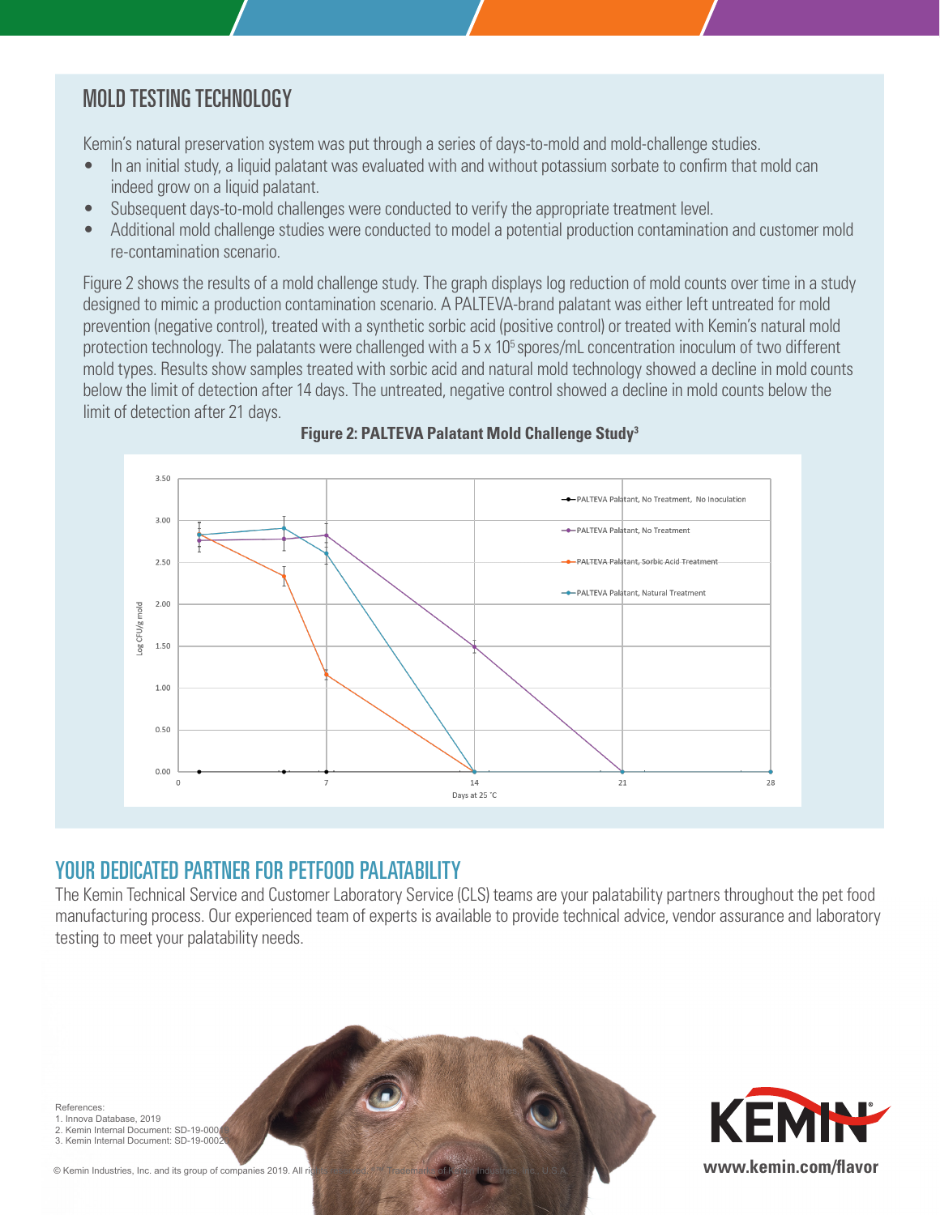## MOLD TESTING TECHNOLOGY

Kemin's natural preservation system was put through a series of days-to-mold and mold-challenge studies.

- In an initial study, a liquid palatant was evaluated with and without potassium sorbate to confirm that mold can indeed grow on a liquid palatant.
- Subsequent days-to-mold challenges were conducted to verify the appropriate treatment level.
- Additional mold challenge studies were conducted to model a potential production contamination and customer mold re-contamination scenario.

Figure 2 shows the results of a mold challenge study. The graph displays log reduction of mold counts over time in a study designed to mimic a production contamination scenario. A PALTEVA-brand palatant was either left untreated for mold prevention (negative control), treated with a synthetic sorbic acid (positive control) or treated with Kemin's natural mold protection technology. The palatants were challenged with a 5 x $10^5$ spores/mL concentration inoculum of two different mold types. Results show samples treated with sorbic acid and natural mold technology showed a decline in mold counts below the limit of detection after 14 days. The untreated, negative control showed a decline in mold counts below the limit of detection after 21 days.

**Figure 2: PALTEVA Palatant Mold Challenge Study[3]**

PALTEVA Palatant, No Treatment, No Inoculation
PALTEVA Palatant, No Treatment
PALTEVA Palatant, Sorbic Acid Treatment
PALTEVA Palatant, Natural Treatment

Log CFU/g mold
3.50
3.00
2.50
2.00
1.50
1.00
0.50
0.00

0
7
14
21
28
Days at 25 °C

## YOUR DEDICATED PARTNER FOR PETFOOD PALATABILITY

The Kemin Technical Service and Customer Laboratory Service (CLS) teams are your palatability partners throughout the pet food manufacturing process. Our experienced team of experts is available to provide technical advice, vendor assurance and laboratory testing to meet your palatability needs.

References:
1. Innova Database, 2019
2. Kemin Internal Document: SD-19-000
3. Kemin Internal Document: SD-19-0002

© Kemin Industries, Inc. and its group of companies 2019. All rights reserved. ® ™ Trademarks of Kemin Industries, Inc., U.S.A.

KEMIN®

www.kemin.com/flavor